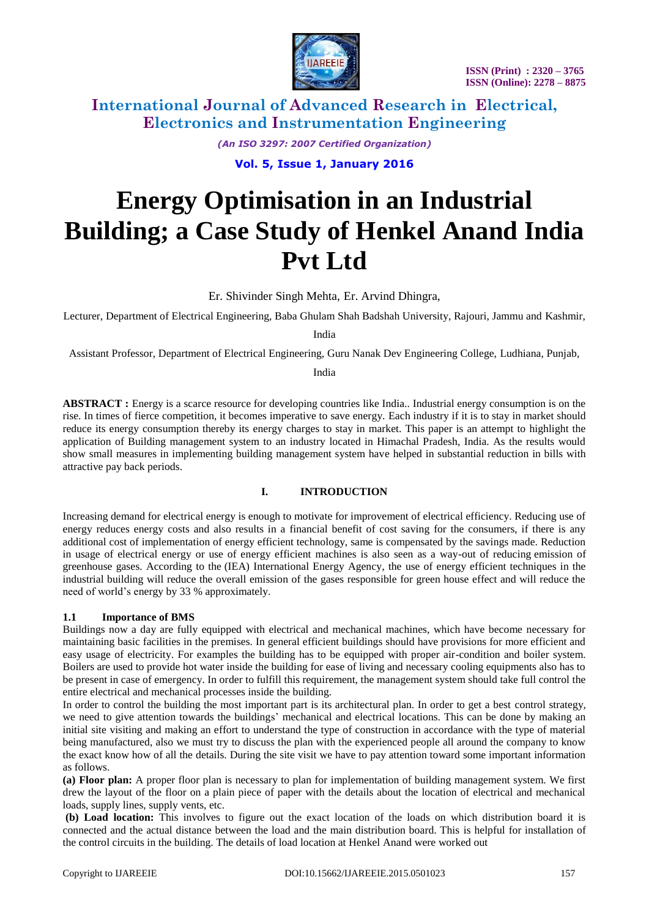# Energy Optimisation in an Industrial Building; a Case Study of Henkel Anand India Pvt Ltd

Er. Shivinder Singh Mehta, Er. Arvind Dhingra,

Lecturer, Department of Electrical Engineering, Baba Ghulam Shah Badshah University, Rajouri, Jammu and Kashmir, India

Assistant Professor, Department of Electrical Engineering, Guru Nanak Dev Engineering College, Ludhiana, Punjab, India

**ABSTRACT :** Energy is a scarce resource for developing countries like India.. Industrial energy consumption is on the rise. In times of fierce competition, it becomes imperative to save energy. Each industry if it is to stay in market should reduce its energy consumption thereby its energy charges to stay in market. This paper is an attempt to highlight the application of Building management system to an industry located in Himachal Pradesh, India. As the results would show small measures in implementing building management system have helped in substantial reduction in bills with attractive pay back periods.

## I. INTRODUCTION

Increasing demand for electrical energy is enough to motivate for improvement of electrical efficiency. Reducing use of energy reduces energy costs and also results in a financial benefit of cost saving for the consumers, if there is any additional cost of implementation of energy efficient technology, same is compensated by the savings made. Reduction in usage of electrical energy or use of energy efficient machines is also seen as a way-out of reducing emission of greenhouse gases. According to the (IEA) International Energy Agency, the use of energy efficient techniques in the industrial building will reduce the overall emission of the gases responsible for green house effect and will reduce the need of world's energy by 33 % approximately.

### 1.1 Importance of BMS

Buildings now a day are fully equipped with electrical and mechanical machines, which have become necessary for maintaining basic facilities in the premises. In general efficient buildings should have provisions for more efficient and easy usage of electricity. For examples the building has to be equipped with proper air-condition and boiler system. Boilers are used to provide hot water inside the building for ease of living and necessary cooling equipments also has to be present in case of emergency. In order to fulfill this requirement, the management system should take full control the entire electrical and mechanical processes inside the building.

In order to control the building the most important part is its architectural plan. In order to get a best control strategy, we need to give attention towards the buildings' mechanical and electrical locations. This can be done by making an initial site visiting and making an effort to understand the type of construction in accordance with the type of material being manufactured, also we must try to discuss the plan with the experienced people all around the company to know the exact know how of all the details. During the site visit we have to pay attention toward some important information as follows.

**(a) Floor plan:** A proper floor plan is necessary to plan for implementation of building management system. We first drew the layout of the floor on a plain piece of paper with the details about the location of electrical and mechanical loads, supply lines, supply vents, etc.

**(b) Load location:** This involves to figure out the exact location of the loads on which distribution board it is connected and the actual distance between the load and the main distribution board. This is helpful for installation of the control circuits in the building. The details of load location at Henkel Anand were worked out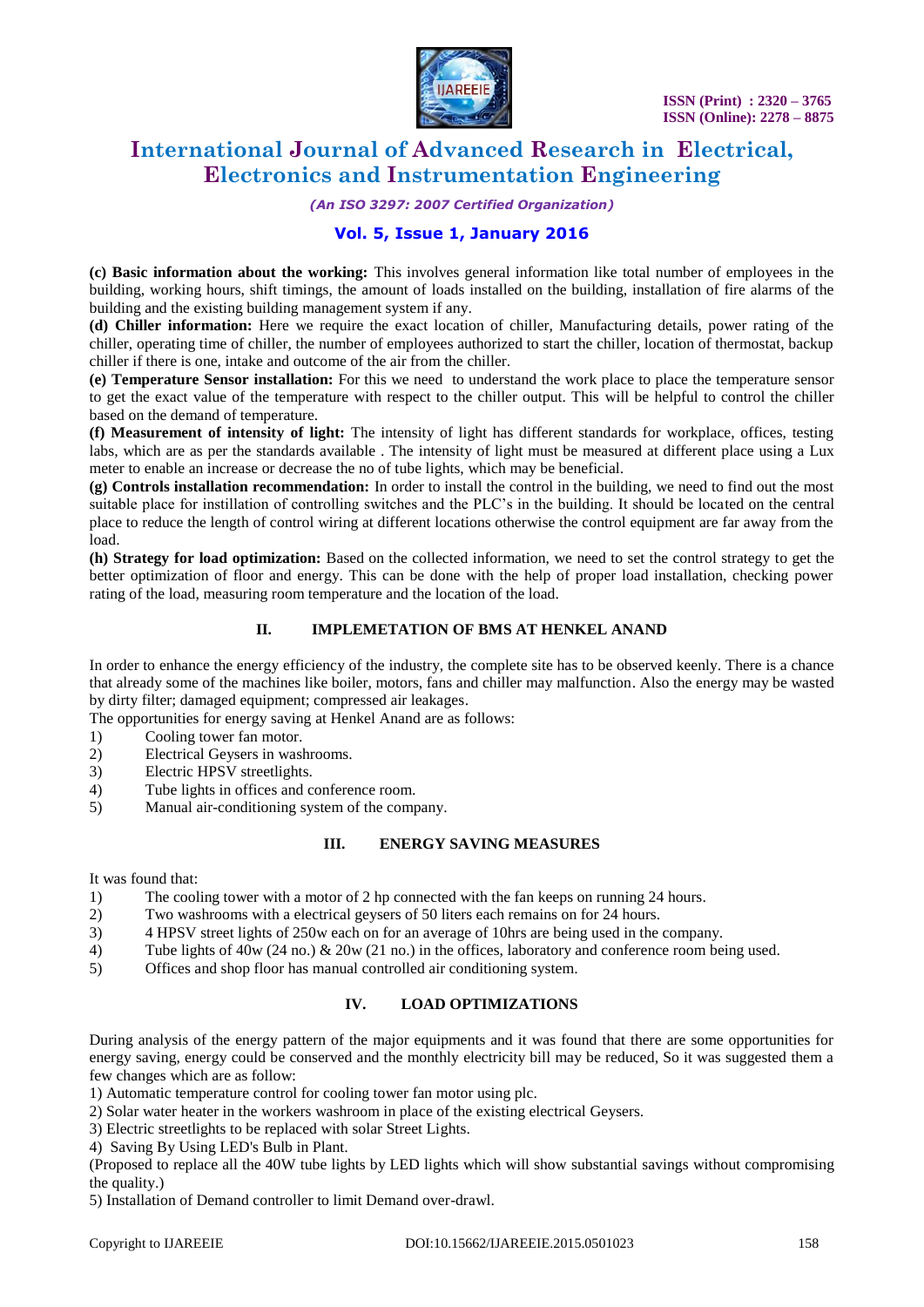**(c) Basic information about the working:** This involves general information like total number of employees in the building, working hours, shift timings, the amount of loads installed on the building, installation of fire alarms of the building and the existing building management system if any.

**(d) Chiller information:** Here we require the exact location of chiller, Manufacturing details, power rating of the chiller, operating time of chiller, the number of employees authorized to start the chiller, location of thermostat, backup chiller if there is one, intake and outcome of the air from the chiller.

**(e) Temperature Sensor installation:** For this we need to understand the work place to place the temperature sensor to get the exact value of the temperature with respect to the chiller output. This will be helpful to control the chiller based on the demand of temperature.

**(f) Measurement of intensity of light:** The intensity of light has different standards for workplace, offices, testing labs, which are as per the standards available . The intensity of light must be measured at different place using a Lux meter to enable an increase or decrease the no of tube lights, which may be beneficial.

**(g) Controls installation recommendation:** In order to install the control in the building, we need to find out the most suitable place for instillation of controlling switches and the PLC's in the building. It should be located on the central place to reduce the length of control wiring at different locations otherwise the control equipment are far away from the load.

**(h) Strategy for load optimization:** Based on the collected information, we need to set the control strategy to get the better optimization of floor and energy. This can be done with the help of proper load installation, checking power rating of the load, measuring room temperature and the location of the load.

## II. IMPLEMETATION OF BMS AT HENKEL ANAND

In order to enhance the energy efficiency of the industry, the complete site has to be observed keenly. There is a chance that already some of the machines like boiler, motors, fans and chiller may malfunction. Also the energy may be wasted by dirty filter; damaged equipment; compressed air leakages.

The opportunities for energy saving at Henkel Anand are as follows:

1) Cooling tower fan motor.
2) Electrical Geysers in washrooms.
3) Electric HPSV streetlights.
4) Tube lights in offices and conference room.
5) Manual air-conditioning system of the company.

## III. ENERGY SAVING MEASURES

It was found that:

1) The cooling tower with a motor of 2 hp connected with the fan keeps on running 24 hours.
2) Two washrooms with a electrical geysers of 50 liters each remains on for 24 hours.
3) 4 HPSV street lights of 250w each on for an average of 10hrs are being used in the company.
4) Tube lights of 40w (24 no.) & 20w (21 no.) in the offices, laboratory and conference room being used.
5) Offices and shop floor has manual controlled air conditioning system.

## IV. LOAD OPTIMIZATIONS

During analysis of the energy pattern of the major equipments and it was found that there are some opportunities for energy saving, energy could be conserved and the monthly electricity bill may be reduced, So it was suggested them a few changes which are as follow:

1) Automatic temperature control for cooling tower fan motor using plc.
2) Solar water heater in the workers washroom in place of the existing electrical Geysers.
3) Electric streetlights to be replaced with solar Street Lights.
4) Saving By Using LED's Bulb in Plant.
(Proposed to replace all the 40W tube lights by LED lights which will show substantial savings without compromising the quality.)
5) Installation of Demand controller to limit Demand over-drawl.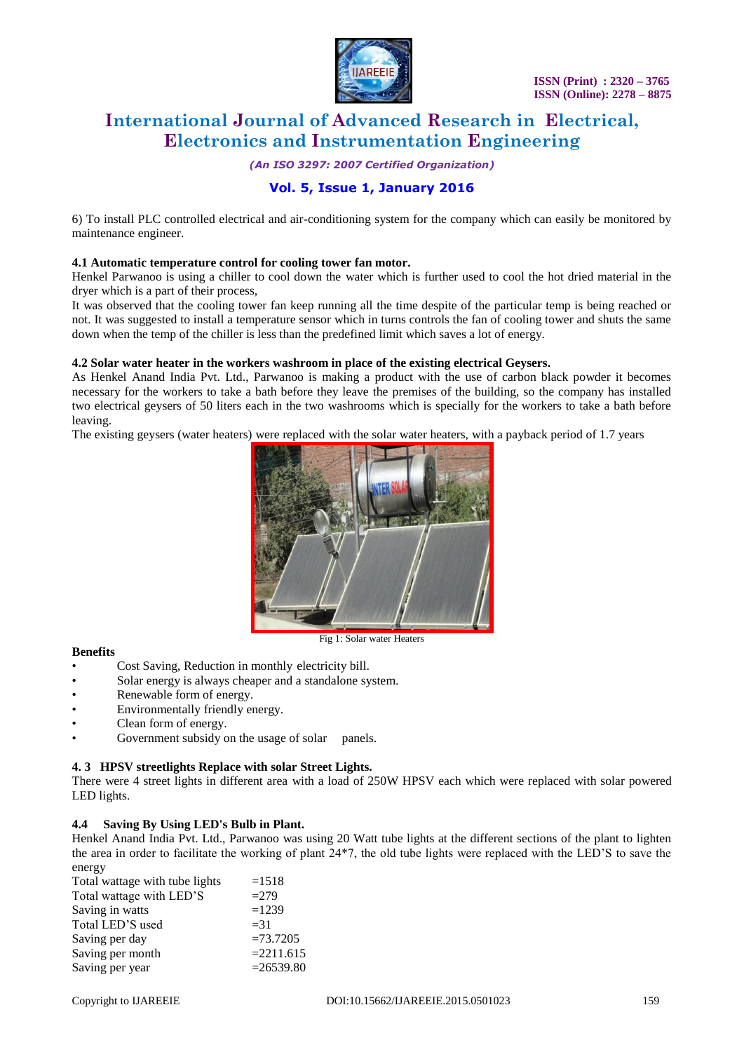6) To install PLC controlled electrical and air-conditioning system for the company which can easily be monitored by maintenance engineer.

**4.1 Automatic temperature control for cooling tower fan motor.**

Henkel Parwanoo is using a chiller to cool down the water which is further used to cool the hot dried material in the dryer which is a part of their process,

It was observed that the cooling tower fan keep running all the time despite of the particular temp is being reached or not. It was suggested to install a temperature sensor which in turns controls the fan of cooling tower and shuts the same down when the temp of the chiller is less than the predefined limit which saves a lot of energy.

**4.2 Solar water heater in the workers washroom in place of the existing electrical Geysers.**

As Henkel Anand India Pvt. Ltd., Parwanoo is making a product with the use of carbon black powder it becomes necessary for the workers to take a bath before they leave the premises of the building, so the company has installed two electrical geysers of 50 liters each in the two washrooms which is specially for the workers to take a bath before leaving.

The existing geysers (water heaters) were replaced with the solar water heaters, with a payback period of 1.7 years

Fig 1: Solar water Heaters

**Benefits**

- Cost Saving, Reduction in monthly electricity bill.
- Solar energy is always cheaper and a standalone system.
- Renewable form of energy.
- Environmentally friendly energy.
- Clean form of energy.
- Government subsidy on the usage of solar panels.

**4. 3 HPSV streetlights Replace with solar Street Lights.**

There were 4 street lights in different area with a load of 250W HPSV each which were replaced with solar powered LED lights.

**4.4 Saving By Using LED's Bulb in Plant.**

Henkel Anand India Pvt. Ltd., Parwanoo was using 20 Watt tube lights at the different sections of the plant to lighten the area in order to facilitate the working of plant 24*7, the old tube lights were replaced with the LED'S to save the energy

| | |
|---|---|
| Total wattage with tube lights | =1518 |
| Total wattage with LED'S | =279 |
| Saving in watts | =1239 |
| Total LED'S used | =31 |
| Saving per day | =73.7205 |
| Saving per month | =2211.615 |
| Saving per year | =26539.80 |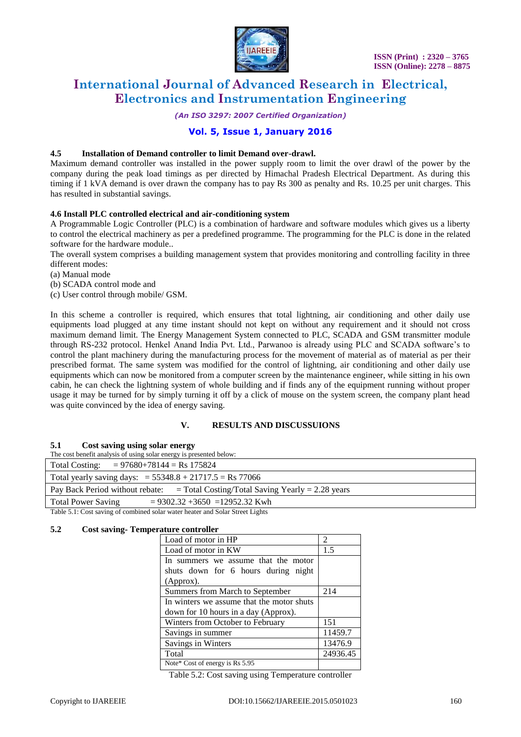#### 4.5 Installation of Demand controller to limit Demand over-drawl.

Maximum demand controller was installed in the power supply room to limit the over drawl of the power by the company during the peak load timings as per directed by Himachal Pradesh Electrical Department. As during this timing if 1 kVA demand is over drawn the company has to pay Rs 300 as penalty and Rs. 10.25 per unit charges. This has resulted in substantial savings.

#### 4.6 Install PLC controlled electrical and air-conditioning system

A Programmable Logic Controller (PLC) is a combination of hardware and software modules which gives us a liberty to control the electrical machinery as per a predefined programme. The programming for the PLC is done in the related software for the hardware module..

The overall system comprises a building management system that provides monitoring and controlling facility in three different modes:

(a) Manual mode

(b) SCADA control mode and

(c) User control through mobile/ GSM.

In this scheme a controller is required, which ensures that total lightning, air conditioning and other daily use equipments load plugged at any time instant should not kept on without any requirement and it should not cross maximum demand limit. The Energy Management System connected to PLC, SCADA and GSM transmitter module through RS-232 protocol. Henkel Anand India Pvt. Ltd., Parwanoo is already using PLC and SCADA software's to control the plant machinery during the manufacturing process for the movement of material as of material as per their prescribed format. The same system was modified for the control of lightning, air conditioning and other daily use equipments which can now be monitored from a computer screen by the maintenance engineer, while sitting in his own cabin, he can check the lightning system of whole building and if finds any of the equipment running without proper usage it may be turned for by simply turning it off by a click of mouse on the system screen, the company plant head was quite convinced by the idea of energy saving.

## V. RESULTS AND DISCUSSUIONS

#### 5.1 Cost saving using solar energy

The cost benefit analysis of using solar energy is presented below:

| | |
|---|---|
| Total Costing: | = 97680+78144 = Rs 175824 |
| Total yearly saving days: | = 55348.8 + 21717.5 = Rs 77066 |
| Pay Back Period without rebate: | = Total Costing/Total Saving Yearly = 2.28 years |
| Total Power Saving | = 9302.32 +3650 =12952.32 Kwh |

Table 5.1: Cost saving of combined solar water heater and Solar Street Lights

#### 5.2 Cost saving- Temperature controller

| | |
|---|---|
| Load of motor in HP | 2 |
| Load of motor in KW | 1.5 |
| In summers we assume that the motor shuts down for 6 hours during night (Approx). | |
| Summers from March to September | 214 |
| In winters we assume that the motor shuts down for 10 hours in a day (Approx). | |
| Winters from October to February | 151 |
| Savings in summer | 11459.7 |
| Savings in Winters | 13476.9 |
| Total | 24936.45 |
| Note* Cost of energy is Rs 5.95 | |

Table 5.2: Cost saving using Temperature controller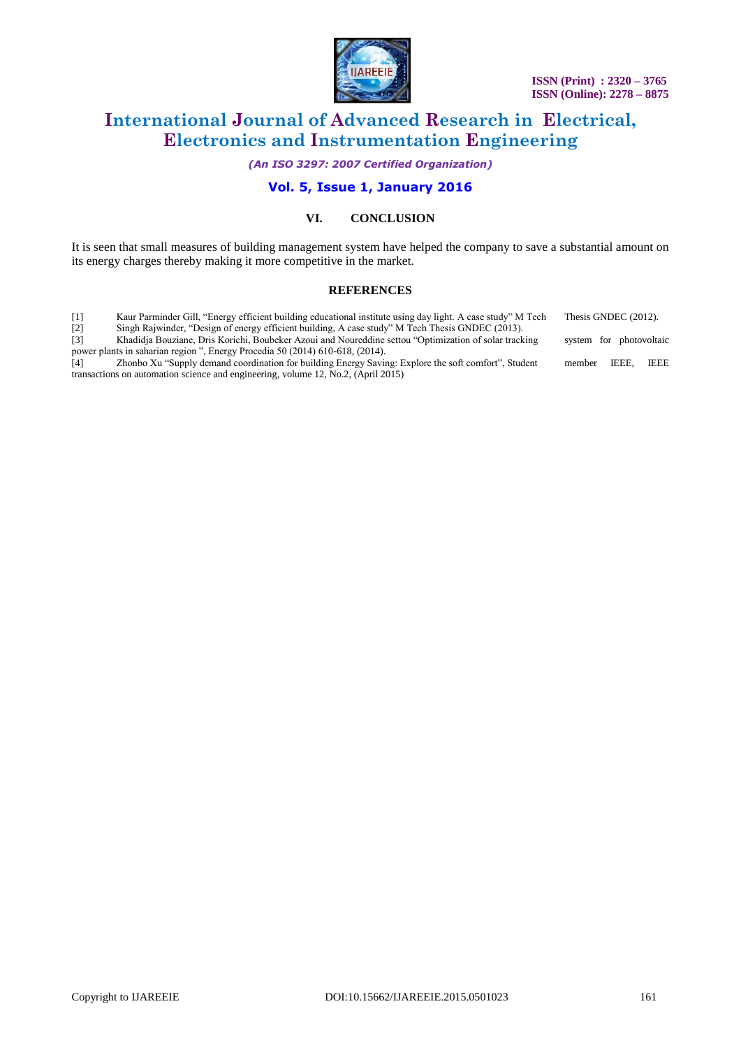## VI. CONCLUSION

It is seen that small measures of building management system have helped the company to save a substantial amount on its energy charges thereby making it more competitive in the market.

## REFERENCES

[1] Kaur Parminder Gill, "Energy efficient building educational institute using day light. A case study" M Tech Thesis GNDEC (2012).

[2] Singh Rajwinder, "Design of energy efficient building, A case study" M Tech Thesis GNDEC (2013).

[3] Khadidja Bouziane, Dris Korichi, Boubeker Azoui and Noureddine settou "Optimization of solar tracking system for photovoltaic power plants in saharian region ", Energy Procedia 50 (2014) 610-618, (2014).

[4] Zhonbo Xu "Supply demand coordination for building Energy Saving: Explore the soft comfort", Student member IEEE, IEEE transactions on automation science and engineering, volume 12, No.2, (April 2015)